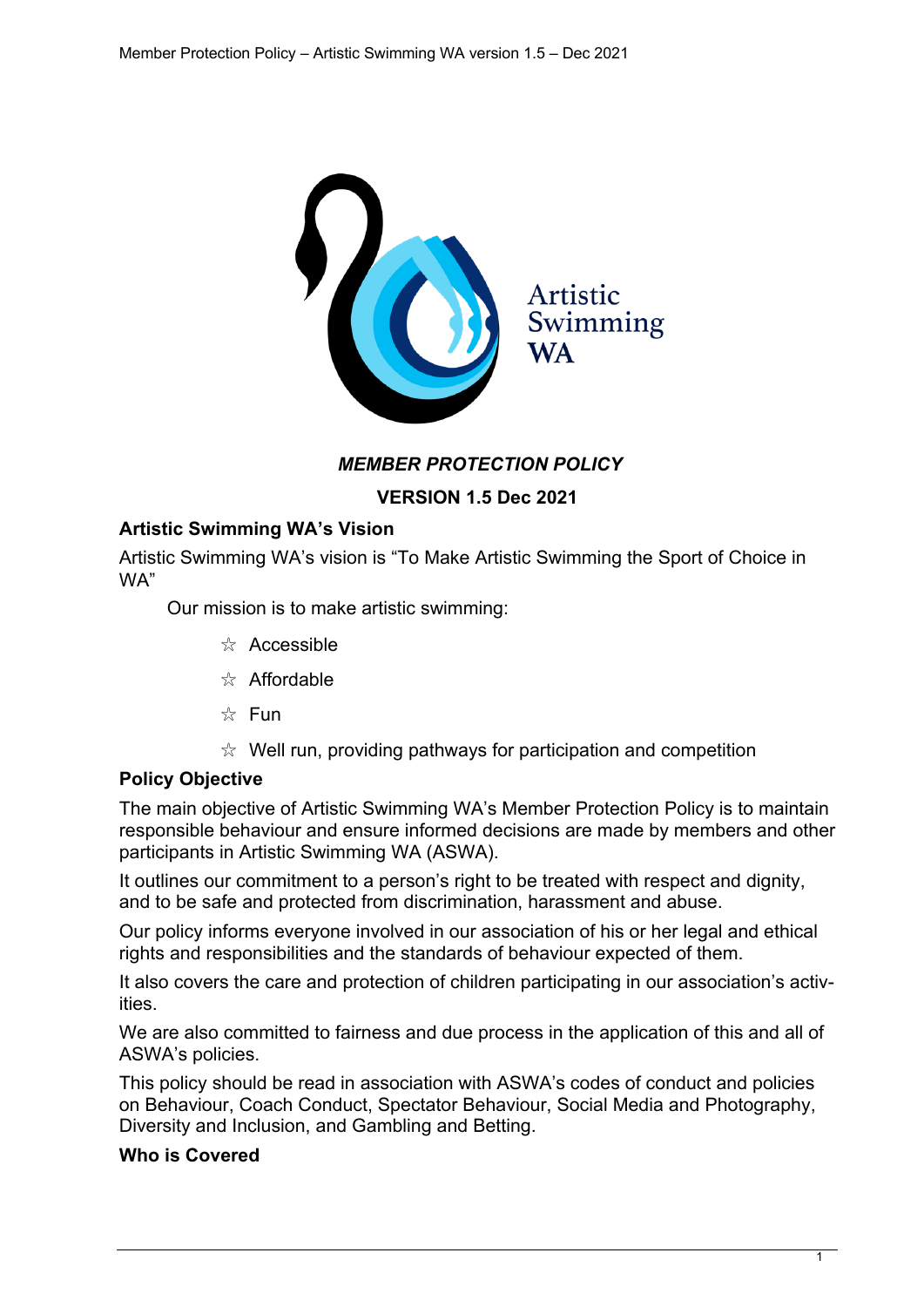Artistic Swimming WA

# *MEMBER PROTECTION POLICY*

**VERSION 1.5 Dec 2021**

### Artistic Swimming WA's Vision

Artistic Swimming WA's vision is "To Make Artistic Swimming the Sport of Choice in WA"

Our mission is to make artistic swimming:

- ☆ Accessible
- ☆ Affordable
- ☆ Fun
- ☆ Well run, providing pathways for participation and competition

### Policy Objective

The main objective of Artistic Swimming WA's Member Protection Policy is to maintain responsible behaviour and ensure informed decisions are made by members and other participants in Artistic Swimming WA (ASWA).

It outlines our commitment to a person's right to be treated with respect and dignity, and to be safe and protected from discrimination, harassment and abuse.

Our policy informs everyone involved in our association of his or her legal and ethical rights and responsibilities and the standards of behaviour expected of them.

It also covers the care and protection of children participating in our association's activities.

We are also committed to fairness and due process in the application of this and all of ASWA's policies.

This policy should be read in association with ASWA's codes of conduct and policies on Behaviour, Coach Conduct, Spectator Behaviour, Social Media and Photography, Diversity and Inclusion, and Gambling and Betting.

### Who is Covered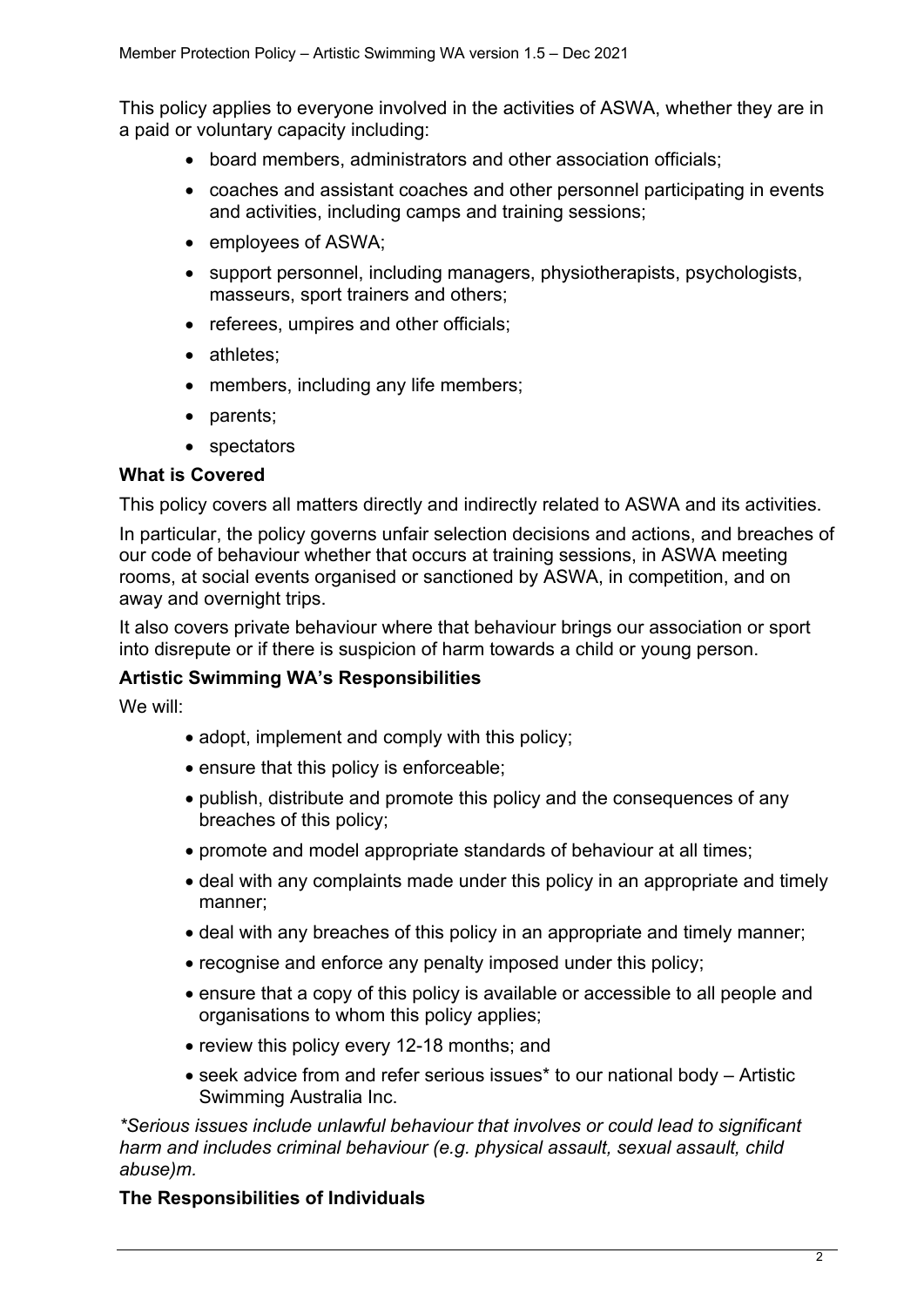This policy applies to everyone involved in the activities of ASWA, whether they are in a paid or voluntary capacity including:

- board members, administrators and other association officials;
- coaches and assistant coaches and other personnel participating in events and activities, including camps and training sessions;
- employees of ASWA;
- support personnel, including managers, physiotherapists, psychologists, masseurs, sport trainers and others;
- referees, umpires and other officials;
- athletes;
- members, including any life members;
- parents;
- spectators

**What is Covered**

This policy covers all matters directly and indirectly related to ASWA and its activities.

In particular, the policy governs unfair selection decisions and actions, and breaches of our code of behaviour whether that occurs at training sessions, in ASWA meeting rooms, at social events organised or sanctioned by ASWA, in competition, and on away and overnight trips.

It also covers private behaviour where that behaviour brings our association or sport into disrepute or if there is suspicion of harm towards a child or young person.

**Artistic Swimming WA's Responsibilities**

We will:

- adopt, implement and comply with this policy;
- ensure that this policy is enforceable;
- publish, distribute and promote this policy and the consequences of any breaches of this policy;
- promote and model appropriate standards of behaviour at all times;
- deal with any complaints made under this policy in an appropriate and timely manner;
- deal with any breaches of this policy in an appropriate and timely manner;
- recognise and enforce any penalty imposed under this policy;
- ensure that a copy of this policy is available or accessible to all people and organisations to whom this policy applies;
- review this policy every 12-18 months; and
- seek advice from and refer serious issues* to our national body – Artistic Swimming Australia Inc.

*\*Serious issues include unlawful behaviour that involves or could lead to significant harm and includes criminal behaviour (e.g. physical assault, sexual assault, child abuse)m.*

**The Responsibilities of Individuals**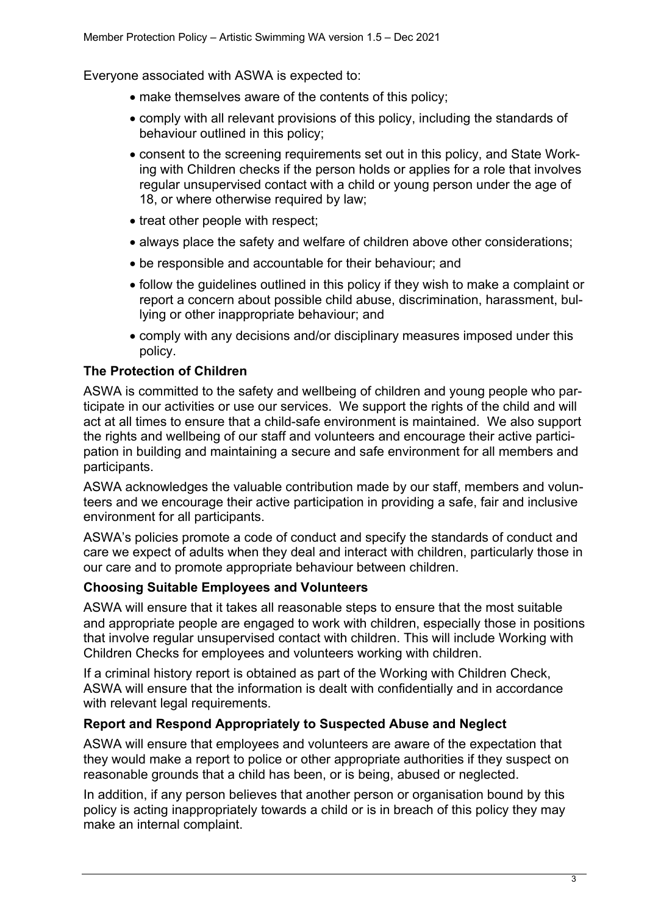Everyone associated with ASWA is expected to:

- make themselves aware of the contents of this policy;
- comply with all relevant provisions of this policy, including the standards of behaviour outlined in this policy;
- consent to the screening requirements set out in this policy, and State Working with Children checks if the person holds or applies for a role that involves regular unsupervised contact with a child or young person under the age of 18, or where otherwise required by law;
- treat other people with respect;
- always place the safety and welfare of children above other considerations;
- be responsible and accountable for their behaviour; and
- follow the guidelines outlined in this policy if they wish to make a complaint or report a concern about possible child abuse, discrimination, harassment, bullying or other inappropriate behaviour; and
- comply with any decisions and/or disciplinary measures imposed under this policy.

### The Protection of Children

ASWA is committed to the safety and wellbeing of children and young people who participate in our activities or use our services. We support the rights of the child and will act at all times to ensure that a child-safe environment is maintained. We also support the rights and wellbeing of our staff and volunteers and encourage their active participation in building and maintaining a secure and safe environment for all members and participants.

ASWA acknowledges the valuable contribution made by our staff, members and volunteers and we encourage their active participation in providing a safe, fair and inclusive environment for all participants.

ASWA's policies promote a code of conduct and specify the standards of conduct and care we expect of adults when they deal and interact with children, particularly those in our care and to promote appropriate behaviour between children.

### Choosing Suitable Employees and Volunteers

ASWA will ensure that it takes all reasonable steps to ensure that the most suitable and appropriate people are engaged to work with children, especially those in positions that involve regular unsupervised contact with children. This will include Working with Children Checks for employees and volunteers working with children.

If a criminal history report is obtained as part of the Working with Children Check, ASWA will ensure that the information is dealt with confidentially and in accordance with relevant legal requirements.

### Report and Respond Appropriately to Suspected Abuse and Neglect

ASWA will ensure that employees and volunteers are aware of the expectation that they would make a report to police or other appropriate authorities if they suspect on reasonable grounds that a child has been, or is being, abused or neglected.

In addition, if any person believes that another person or organisation bound by this policy is acting inappropriately towards a child or is in breach of this policy they may make an internal complaint.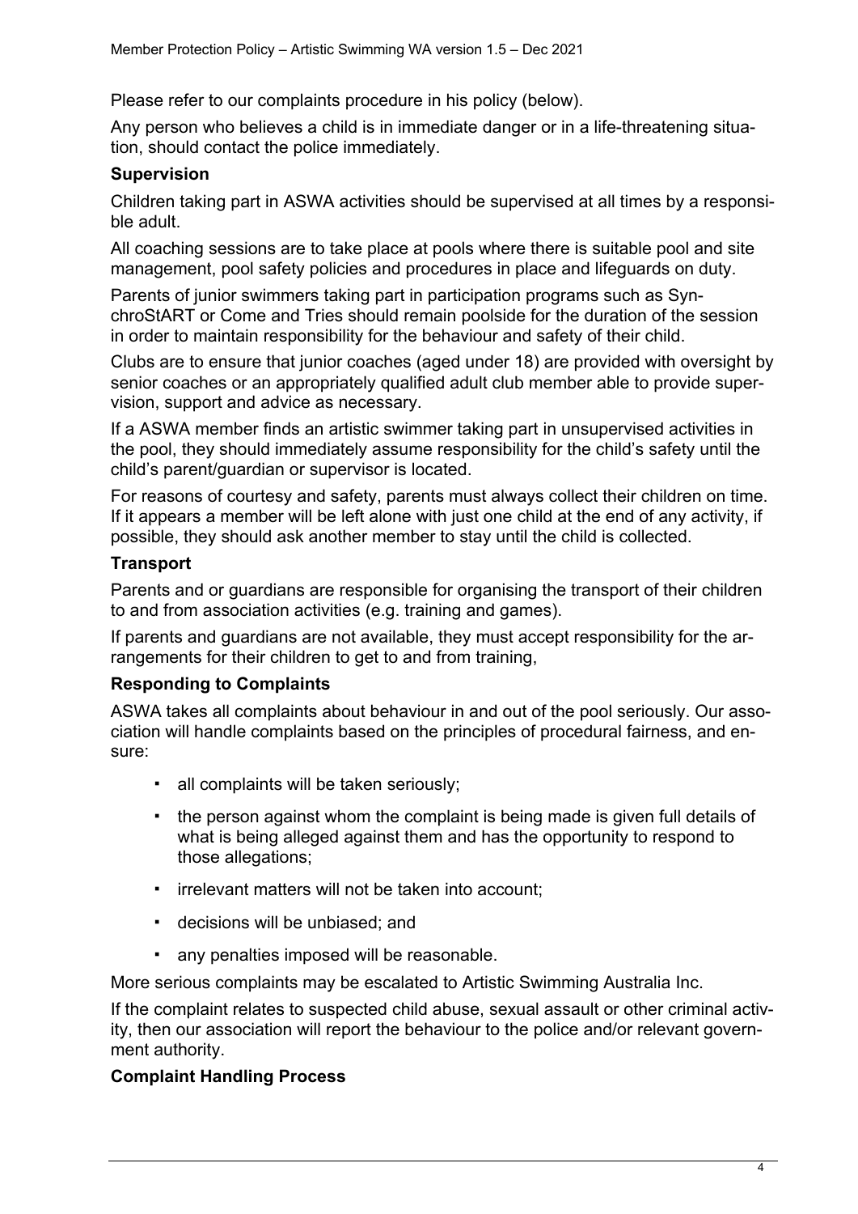Please refer to our complaints procedure in his policy (below).

Any person who believes a child is in immediate danger or in a life-threatening situation, should contact the police immediately.

**Supervision**

Children taking part in ASWA activities should be supervised at all times by a responsible adult.

All coaching sessions are to take place at pools where there is suitable pool and site management, pool safety policies and procedures in place and lifeguards on duty.

Parents of junior swimmers taking part in participation programs such as SynchroStART or Come and Tries should remain poolside for the duration of the session in order to maintain responsibility for the behaviour and safety of their child.

Clubs are to ensure that junior coaches (aged under 18) are provided with oversight by senior coaches or an appropriately qualified adult club member able to provide supervision, support and advice as necessary.

If a ASWA member finds an artistic swimmer taking part in unsupervised activities in the pool, they should immediately assume responsibility for the child's safety until the child's parent/guardian or supervisor is located.

For reasons of courtesy and safety, parents must always collect their children on time. If it appears a member will be left alone with just one child at the end of any activity, if possible, they should ask another member to stay until the child is collected.

**Transport**

Parents and or guardians are responsible for organising the transport of their children to and from association activities (e.g. training and games).

If parents and guardians are not available, they must accept responsibility for the arrangements for their children to get to and from training,

**Responding to Complaints**

ASWA takes all complaints about behaviour in and out of the pool seriously. Our association will handle complaints based on the principles of procedural fairness, and ensure:

- all complaints will be taken seriously;
- the person against whom the complaint is being made is given full details of what is being alleged against them and has the opportunity to respond to those allegations;
- irrelevant matters will not be taken into account;
- decisions will be unbiased; and
- any penalties imposed will be reasonable.

More serious complaints may be escalated to Artistic Swimming Australia Inc.

If the complaint relates to suspected child abuse, sexual assault or other criminal activity, then our association will report the behaviour to the police and/or relevant government authority.

**Complaint Handling Process**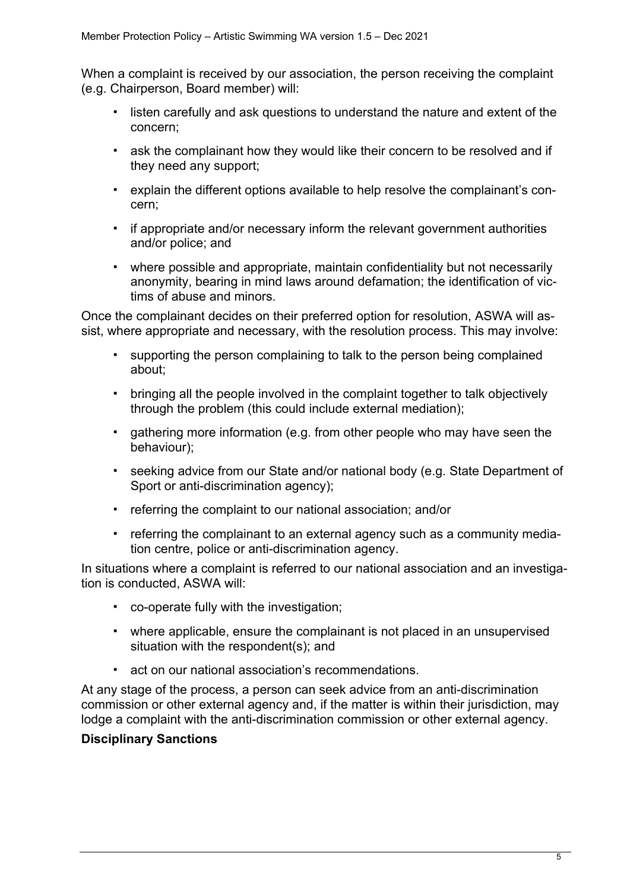When a complaint is received by our association, the person receiving the complaint (e.g. Chairperson, Board member) will:

- listen carefully and ask questions to understand the nature and extent of the concern;
- ask the complainant how they would like their concern to be resolved and if they need any support;
- explain the different options available to help resolve the complainant's concern;
- if appropriate and/or necessary inform the relevant government authorities and/or police; and
- where possible and appropriate, maintain confidentiality but not necessarily anonymity, bearing in mind laws around defamation; the identification of victims of abuse and minors.

Once the complainant decides on their preferred option for resolution, ASWA will assist, where appropriate and necessary, with the resolution process. This may involve:

- supporting the person complaining to talk to the person being complained about;
- bringing all the people involved in the complaint together to talk objectively through the problem (this could include external mediation);
- gathering more information (e.g. from other people who may have seen the behaviour);
- seeking advice from our State and/or national body (e.g. State Department of Sport or anti-discrimination agency);
- referring the complaint to our national association; and/or
- referring the complainant to an external agency such as a community mediation centre, police or anti-discrimination agency.

In situations where a complaint is referred to our national association and an investigation is conducted, ASWA will:

- co-operate fully with the investigation;
- where applicable, ensure the complainant is not placed in an unsupervised situation with the respondent(s); and
- act on our national association's recommendations.

At any stage of the process, a person can seek advice from an anti-discrimination commission or other external agency and, if the matter is within their jurisdiction, may lodge a complaint with the anti-discrimination commission or other external agency.

**Disciplinary Sanctions**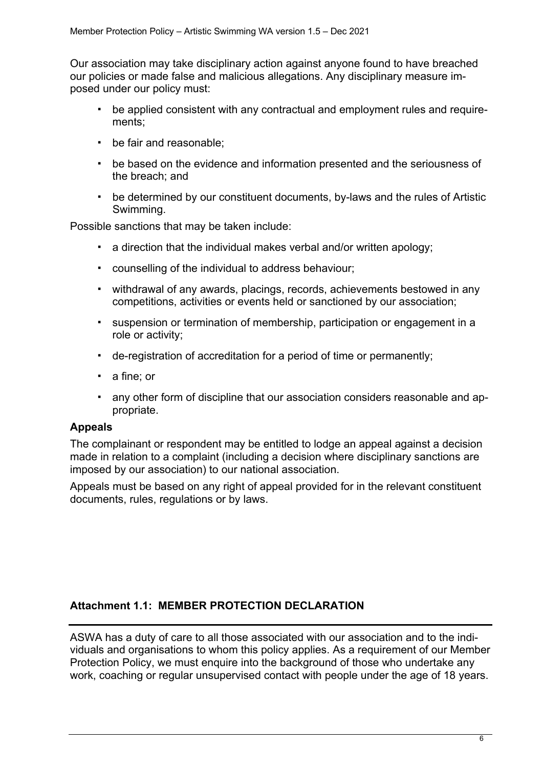Our association may take disciplinary action against anyone found to have breached our policies or made false and malicious allegations. Any disciplinary measure imposed under our policy must:

- be applied consistent with any contractual and employment rules and requirements;
- be fair and reasonable;
- be based on the evidence and information presented and the seriousness of the breach; and
- be determined by our constituent documents, by-laws and the rules of Artistic Swimming.

Possible sanctions that may be taken include:

- a direction that the individual makes verbal and/or written apology;
- counselling of the individual to address behaviour;
- withdrawal of any awards, placings, records, achievements bestowed in any competitions, activities or events held or sanctioned by our association;
- suspension or termination of membership, participation or engagement in a role or activity;
- de-registration of accreditation for a period of time or permanently;
- a fine; or
- any other form of discipline that our association considers reasonable and appropriate.

### Appeals

The complainant or respondent may be entitled to lodge an appeal against a decision made in relation to a complaint (including a decision where disciplinary sanctions are imposed by our association) to our national association.

Appeals must be based on any right of appeal provided for in the relevant constituent documents, rules, regulations or by laws.

## Attachment 1.1: MEMBER PROTECTION DECLARATION

ASWA has a duty of care to all those associated with our association and to the individuals and organisations to whom this policy applies. As a requirement of our Member Protection Policy, we must enquire into the background of those who undertake any work, coaching or regular unsupervised contact with people under the age of 18 years.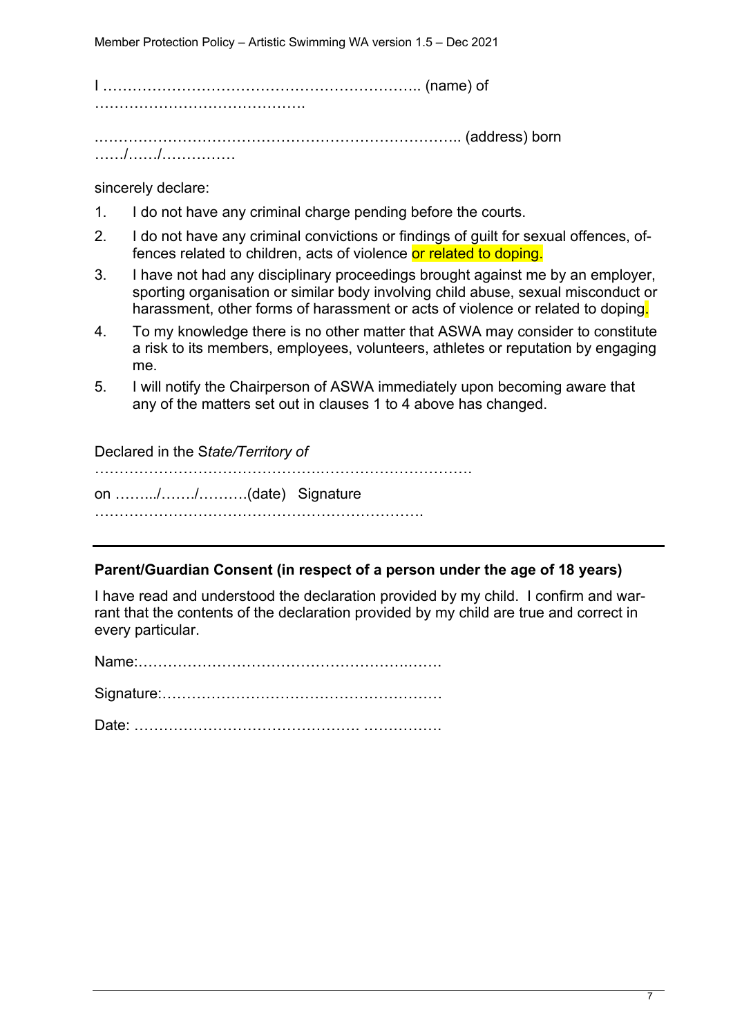I ……………………………………………………….. (name) of …………………………………….

……………………………………………………………….. (address) born ……/……/……………

sincerely declare:

1. I do not have any criminal charge pending before the courts.
2. I do not have any criminal convictions or findings of guilt for sexual offences, offences related to children, acts of violence or related to doping.
3. I have not had any disciplinary proceedings brought against me by an employer, sporting organisation or similar body involving child abuse, sexual misconduct or harassment, other forms of harassment or acts of violence or related to doping.
4. To my knowledge there is no other matter that ASWA may consider to constitute a risk to its members, employees, volunteers, athletes or reputation by engaging me.
5. I will notify the Chairperson of ASWA immediately upon becoming aware that any of the matters set out in clauses 1 to 4 above has changed.

Declared in the S*tate/Territory of*

……………………………………………………………………

on ……../……./……….(date) Signature

………………………………………………………..

---

**Parent/Guardian Consent (in respect of a person under the age of 18 years)**

I have read and understood the declaration provided by my child. I confirm and warrant that the contents of the declaration provided by my child are true and correct in every particular.

Name:……………………………………………………

Signature:…………………………………………………

Date: ……………………………………… …………….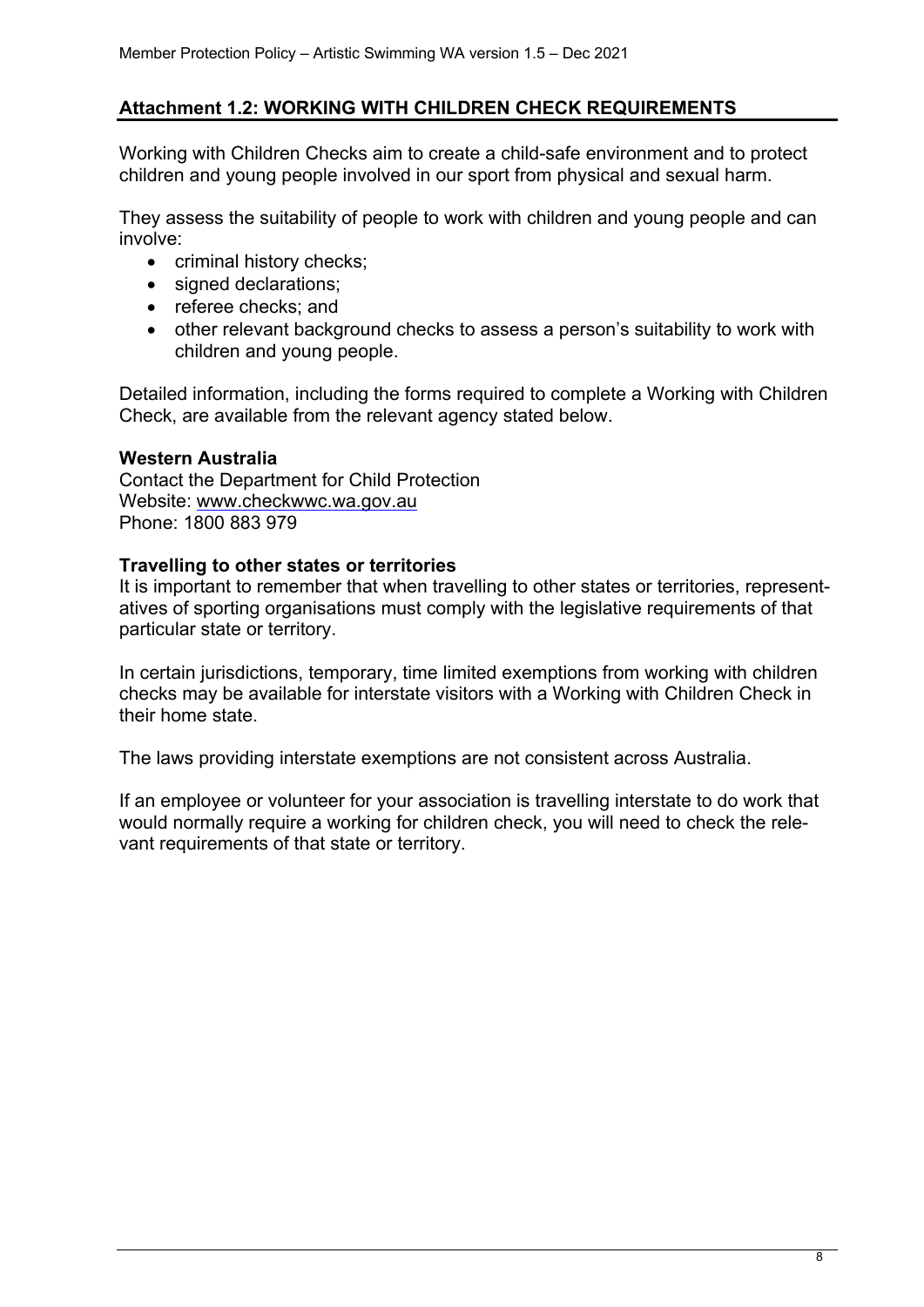## Attachment 1.2: WORKING WITH CHILDREN CHECK REQUIREMENTS

Working with Children Checks aim to create a child-safe environment and to protect children and young people involved in our sport from physical and sexual harm.

They assess the suitability of people to work with children and young people and can involve:

- criminal history checks;
- signed declarations;
- referee checks; and
- other relevant background checks to assess a person's suitability to work with children and young people.

Detailed information, including the forms required to complete a Working with Children Check, are available from the relevant agency stated below.

**Western Australia**
Contact the Department for Child Protection
Website: www.checkwwc.wa.gov.au
Phone: 1800 883 979

**Travelling to other states or territories**
It is important to remember that when travelling to other states or territories, representatives of sporting organisations must comply with the legislative requirements of that particular state or territory.

In certain jurisdictions, temporary, time limited exemptions from working with children checks may be available for interstate visitors with a Working with Children Check in their home state.

The laws providing interstate exemptions are not consistent across Australia.

If an employee or volunteer for your association is travelling interstate to do work that would normally require a working for children check, you will need to check the relevant requirements of that state or territory.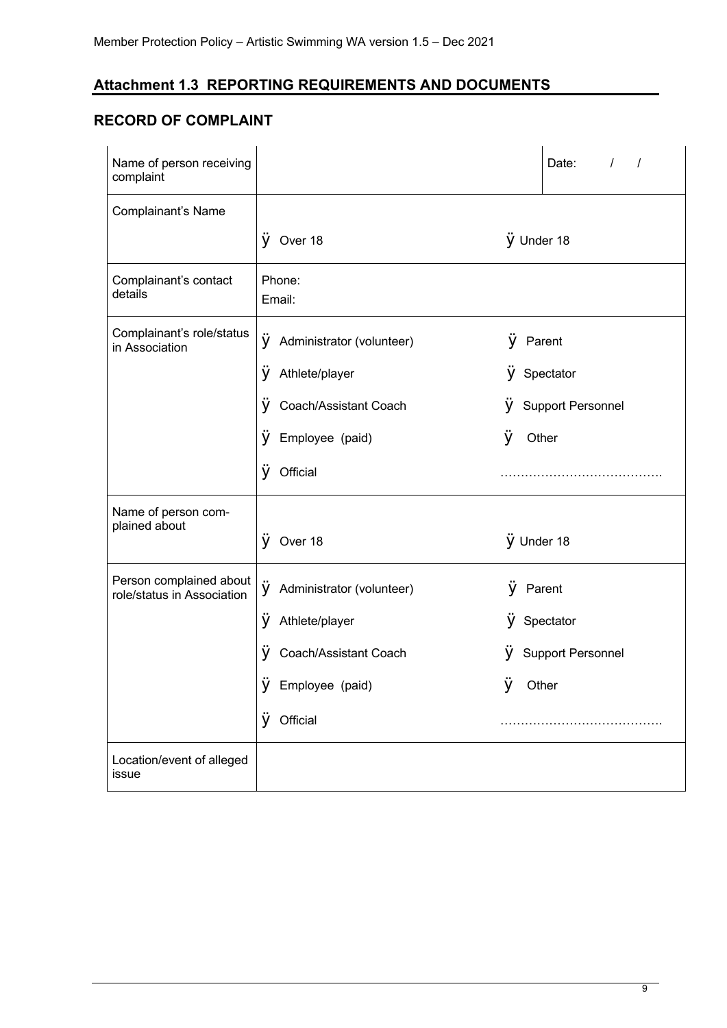## Attachment 1.3 REPORTING REQUIREMENTS AND DOCUMENTS

### RECORD OF COMPLAINT

| Field | | | |
|---|---|---|---|
| Name of person receiving complaint | | | Date: / / |
| Complainant's Name | ÿ Over 18 | ÿ Under 18 | |
| Complainant's contact details | Phone:<br>Email: | | |
| Complainant's role/status in Association | ÿ Administrator (volunteer)<br>ÿ Athlete/player<br>ÿ Coach/Assistant Coach<br>ÿ Employee (paid)<br>ÿ Official | ÿ Parent<br>ÿ Spectator<br>ÿ Support Personnel<br>ÿ Other<br>…………………………………. | |
| Name of person complained about | ÿ Over 18 | ÿ Under 18 | |
| Person complained about role/status in Association | ÿ Administrator (volunteer)<br>ÿ Athlete/player<br>ÿ Coach/Assistant Coach<br>ÿ Employee (paid)<br>ÿ Official | ÿ Parent<br>ÿ Spectator<br>ÿ Support Personnel<br>ÿ Other<br>…………………………………. | |
| Location/event of alleged issue | | | |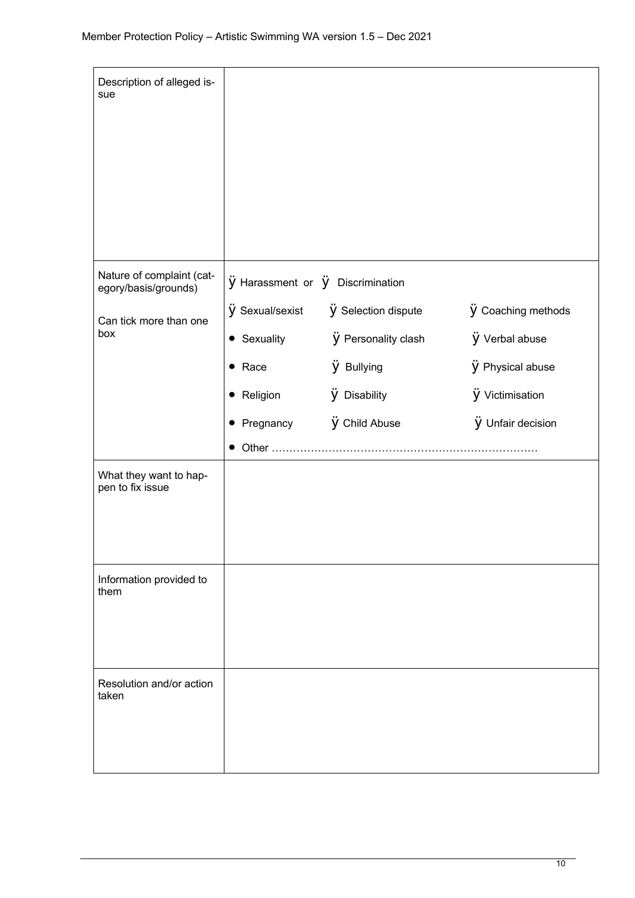| Description of alleged issue | |
|---|---|
| Nature of complaint (category/basis/grounds)<br><br>Can tick more than one box | ÿ Harassment or ÿ Discrimination<br><br>ÿ Sexual/sexist ÿ Selection dispute ÿ Coaching methods<br><br>• Sexuality ÿ Personality clash ÿ Verbal abuse<br><br>• Race ÿ Bullying ÿ Physical abuse<br><br>• Religion ÿ Disability ÿ Victimisation<br><br>• Pregnancy ÿ Child Abuse ÿ Unfair decision<br><br>• Other ……………………………………………………………… |
| What they want to happen to fix issue | |
| Information provided to them | |
| Resolution and/or action taken | |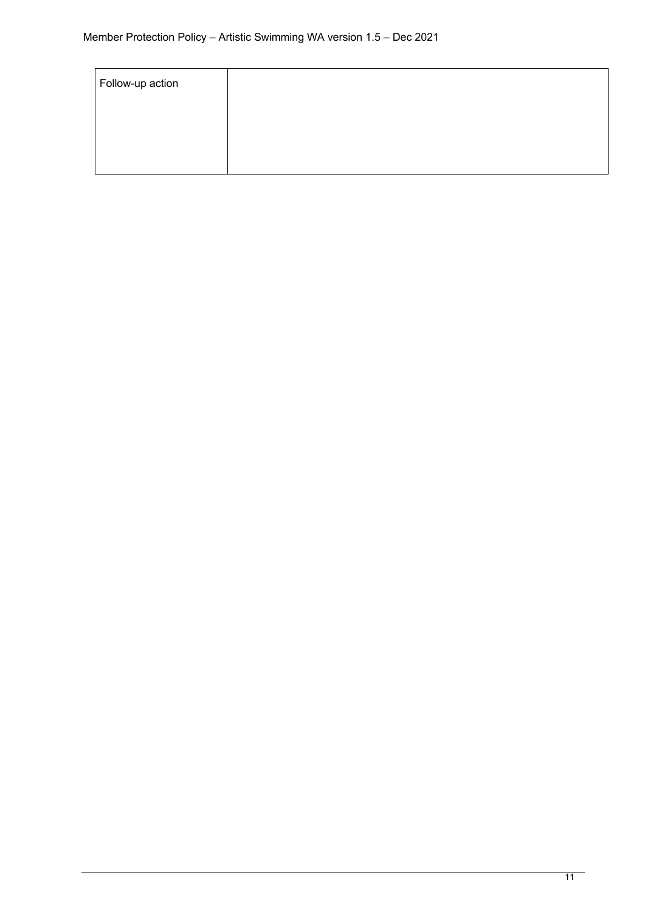| Follow-up action | |
|---|---|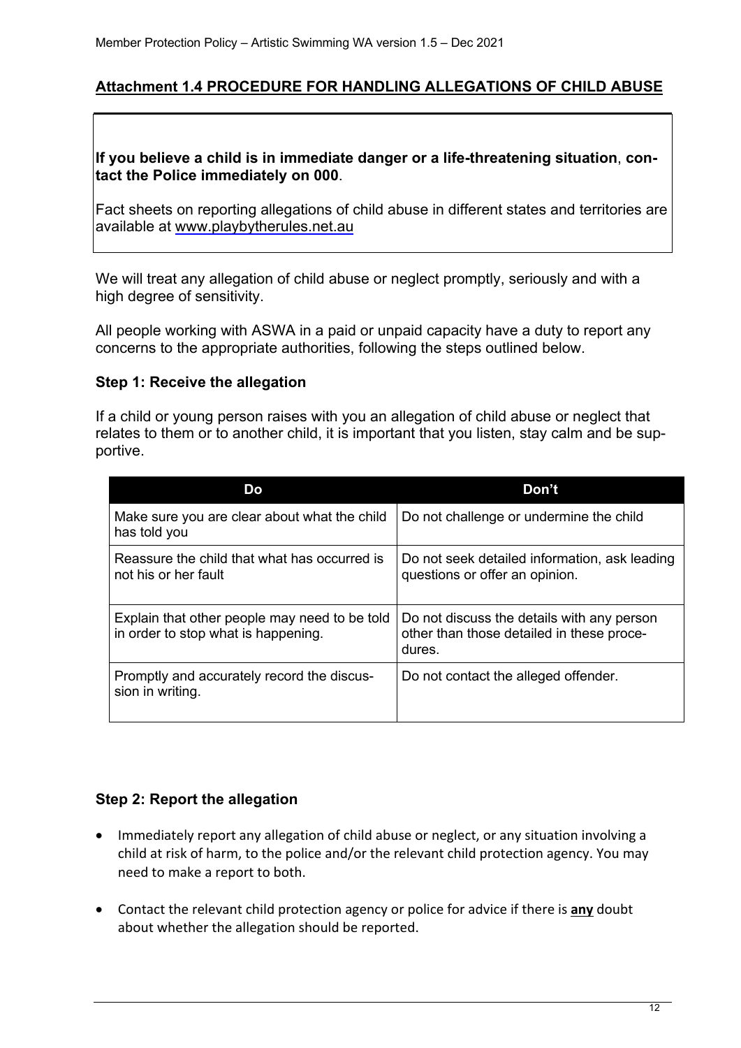## Attachment 1.4 PROCEDURE FOR HANDLING ALLEGATIONS OF CHILD ABUSE

**If you believe a child is in immediate danger or a life-threatening situation**, **contact the Police immediately on 000**.

Fact sheets on reporting allegations of child abuse in different states and territories are available at www.playbytherules.net.au

We will treat any allegation of child abuse or neglect promptly, seriously and with a high degree of sensitivity.

All people working with ASWA in a paid or unpaid capacity have a duty to report any concerns to the appropriate authorities, following the steps outlined below.

### Step 1: Receive the allegation

If a child or young person raises with you an allegation of child abuse or neglect that relates to them or to another child, it is important that you listen, stay calm and be supportive.

| Do | Don't |
| --- | --- |
| Make sure you are clear about what the child has told you | Do not challenge or undermine the child |
| Reassure the child that what has occurred is not his or her fault | Do not seek detailed information, ask leading questions or offer an opinion. |
| Explain that other people may need to be told in order to stop what is happening. | Do not discuss the details with any person other than those detailed in these procedures. |
| Promptly and accurately record the discussion in writing. | Do not contact the alleged offender. |

### Step 2: Report the allegation

- Immediately report any allegation of child abuse or neglect, or any situation involving a child at risk of harm, to the police and/or the relevant child protection agency. You may need to make a report to both.
- Contact the relevant child protection agency or police for advice if there is **any** doubt about whether the allegation should be reported.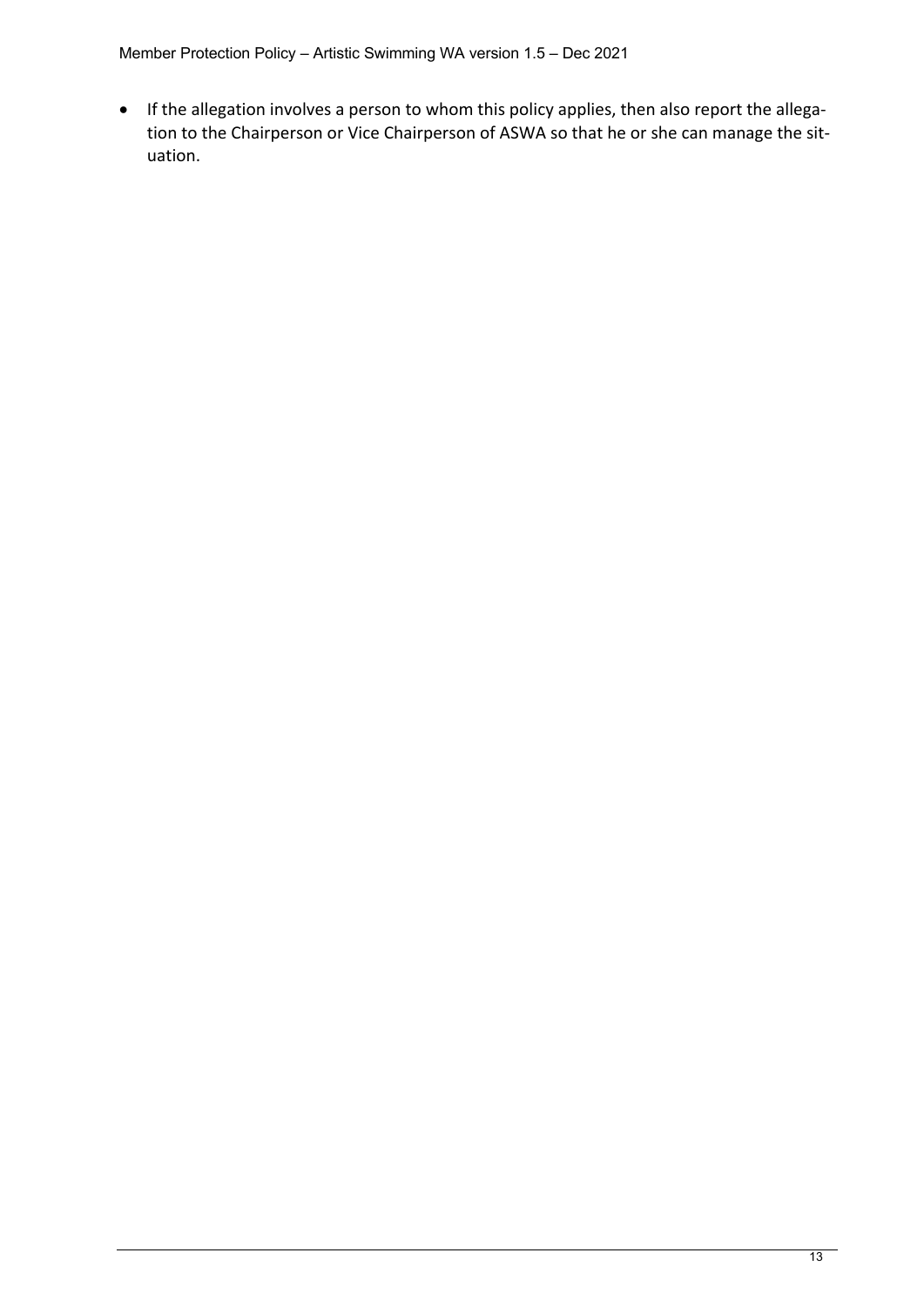- If the allegation involves a person to whom this policy applies, then also report the allegation to the Chairperson or Vice Chairperson of ASWA so that he or she can manage the situation.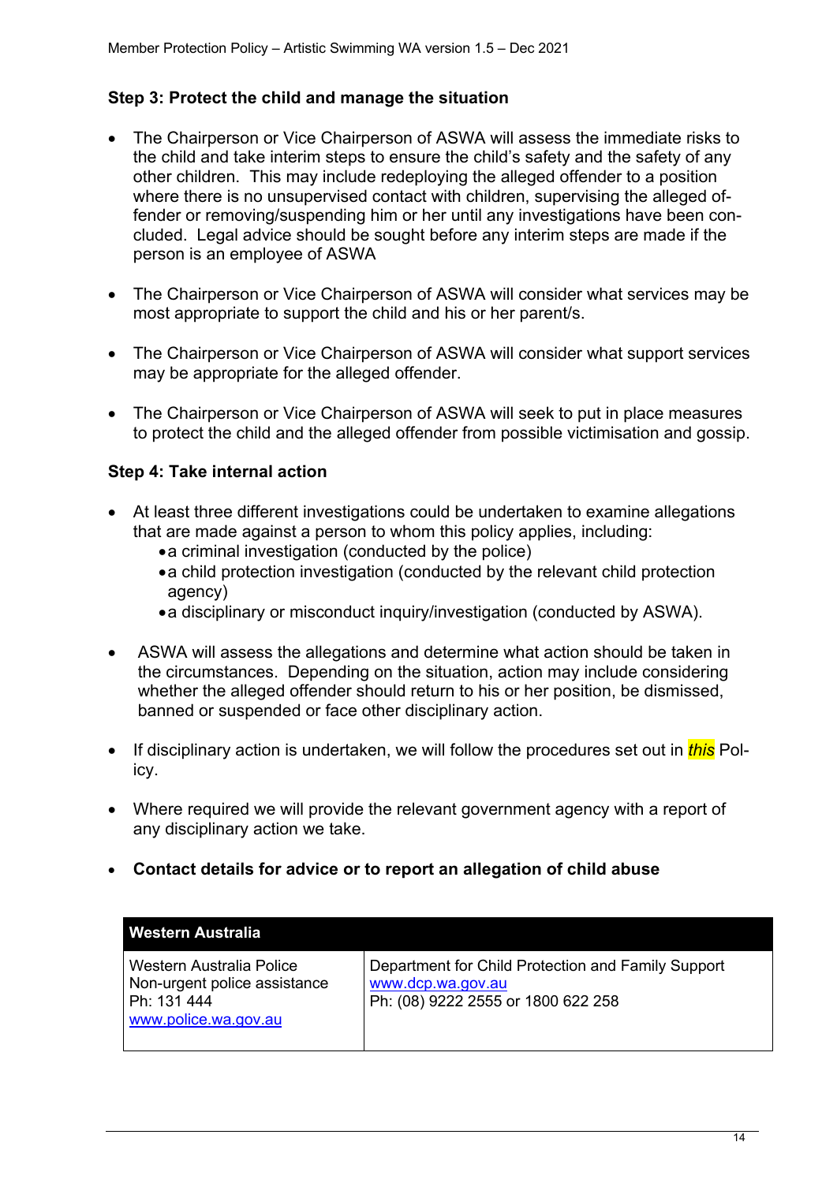### Step 3: Protect the child and manage the situation

- The Chairperson or Vice Chairperson of ASWA will assess the immediate risks to the child and take interim steps to ensure the child's safety and the safety of any other children. This may include redeploying the alleged offender to a position where there is no unsupervised contact with children, supervising the alleged offender or removing/suspending him or her until any investigations have been concluded. Legal advice should be sought before any interim steps are made if the person is an employee of ASWA

- The Chairperson or Vice Chairperson of ASWA will consider what services may be most appropriate to support the child and his or her parent/s.

- The Chairperson or Vice Chairperson of ASWA will consider what support services may be appropriate for the alleged offender.

- The Chairperson or Vice Chairperson of ASWA will seek to put in place measures to protect the child and the alleged offender from possible victimisation and gossip.

### Step 4: Take internal action

- At least three different investigations could be undertaken to examine allegations that are made against a person to whom this policy applies, including:
  - a criminal investigation (conducted by the police)
  - a child protection investigation (conducted by the relevant child protection agency)
  - a disciplinary or misconduct inquiry/investigation (conducted by ASWA).

- ASWA will assess the allegations and determine what action should be taken in the circumstances. Depending on the situation, action may include considering whether the alleged offender should return to his or her position, be dismissed, banned or suspended or face other disciplinary action.

- If disciplinary action is undertaken, we will follow the procedures set out in *this* Policy.

- Where required we will provide the relevant government agency with a report of any disciplinary action we take.

- **Contact details for advice or to report an allegation of child abuse**

| Western Australia | |
|---|---|
| Western Australia Police<br>Non-urgent police assistance<br>Ph: 131 444<br>www.police.wa.gov.au | Department for Child Protection and Family Support<br>www.dcp.wa.gov.au<br>Ph: (08) 9222 2555 or 1800 622 258 |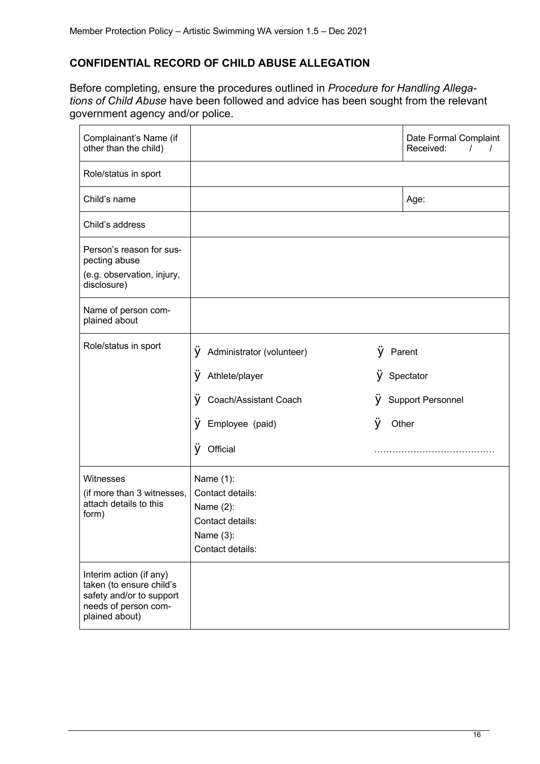## CONFIDENTIAL RECORD OF CHILD ABUSE ALLEGATION

Before completing, ensure the procedures outlined in *Procedure for Handling Allegations of Child Abuse* have been followed and advice has been sought from the relevant government agency and/or police.

| | | |
|---|---|---|
| Complainant's Name (if other than the child) | | Date Formal Complaint Received: / / |
| Role/status in sport | | |
| Child's name | | Age: |
| Child's address | | |
| Person's reason for suspecting abuse (e.g. observation, injury, disclosure) | | |
| Name of person complained about | | |
| Role/status in sport | ÿ Administrator (volunteer)<br>ÿ Athlete/player<br>ÿ Coach/Assistant Coach<br>ÿ Employee (paid)<br>ÿ Official | ÿ Parent<br>ÿ Spectator<br>ÿ Support Personnel<br>ÿ Other<br>………………………………… |
| Witnesses (if more than 3 witnesses, attach details to this form) | Name (1):<br>Contact details:<br>Name (2):<br>Contact details:<br>Name (3):<br>Contact details: | |
| Interim action (if any) taken (to ensure child's safety and/or to support needs of person complained about) | | |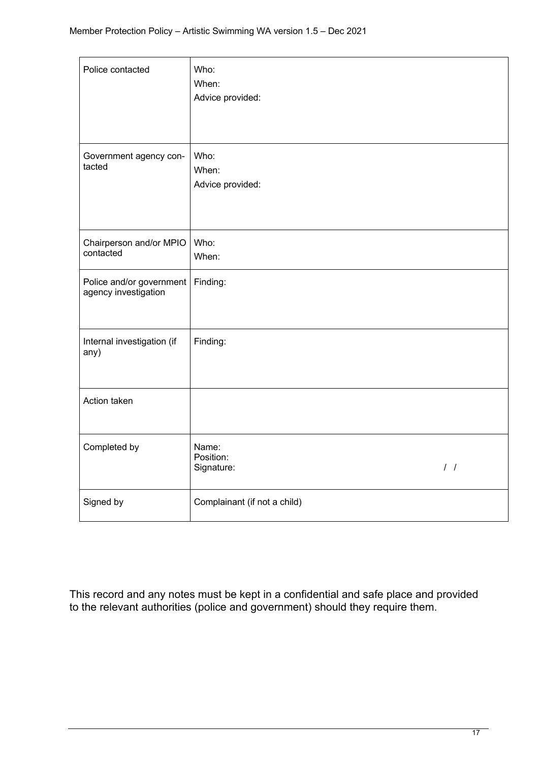| | |
|---|---|
| Police contacted | Who:<br>When:<br>Advice provided: |
| Government agency contacted | Who:<br>When:<br>Advice provided: |
| Chairperson and/or MPIO contacted | Who:<br>When: |
| Police and/or government agency investigation | Finding: |
| Internal investigation (if any) | Finding: |
| Action taken | |
| Completed by | Name:<br>Position:<br>Signature: / / |
| Signed by | Complainant (if not a child) |

This record and any notes must be kept in a confidential and safe place and provided to the relevant authorities (police and government) should they require them.